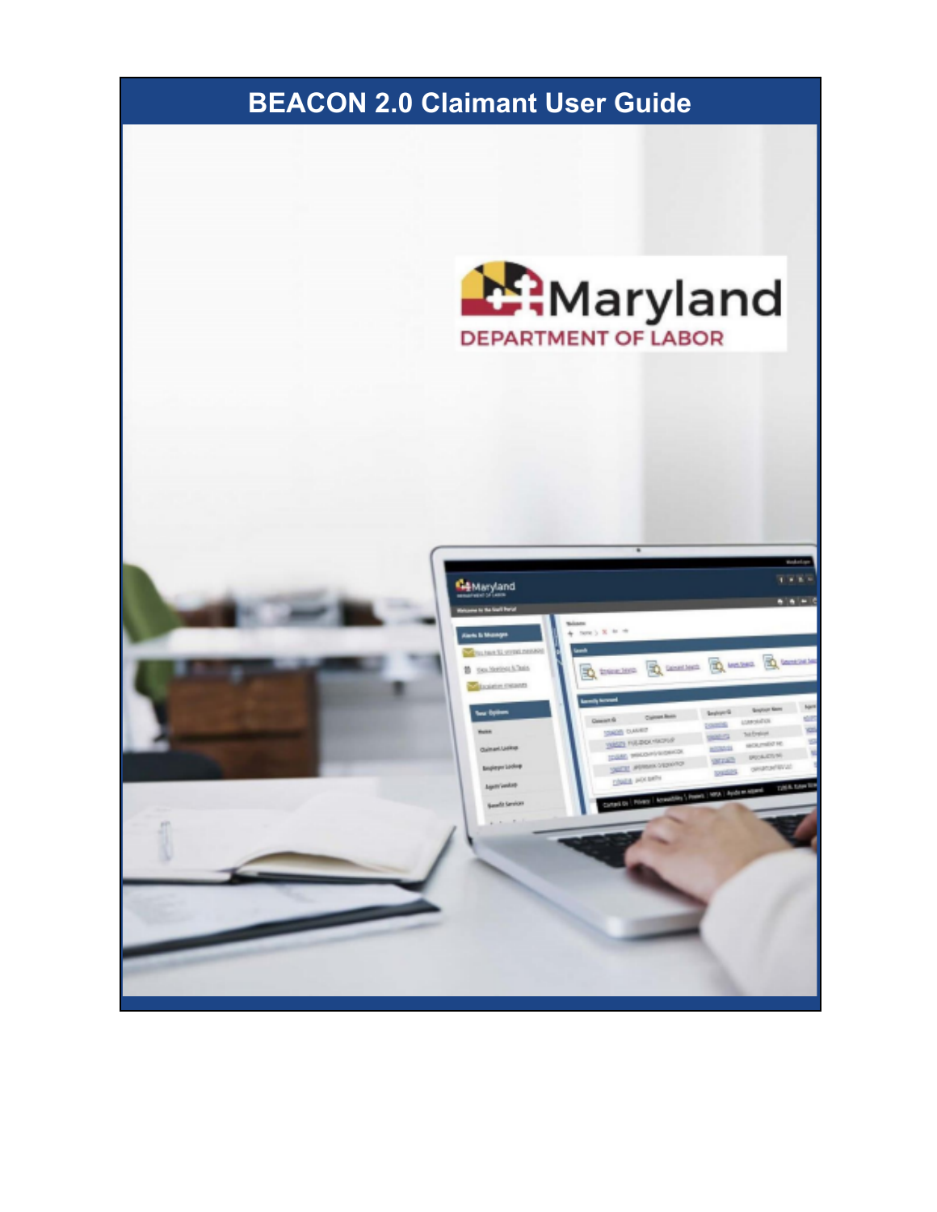# BEACON 2.0 Claimant User Guide

Maryland

DEPARTMENT OF LABOR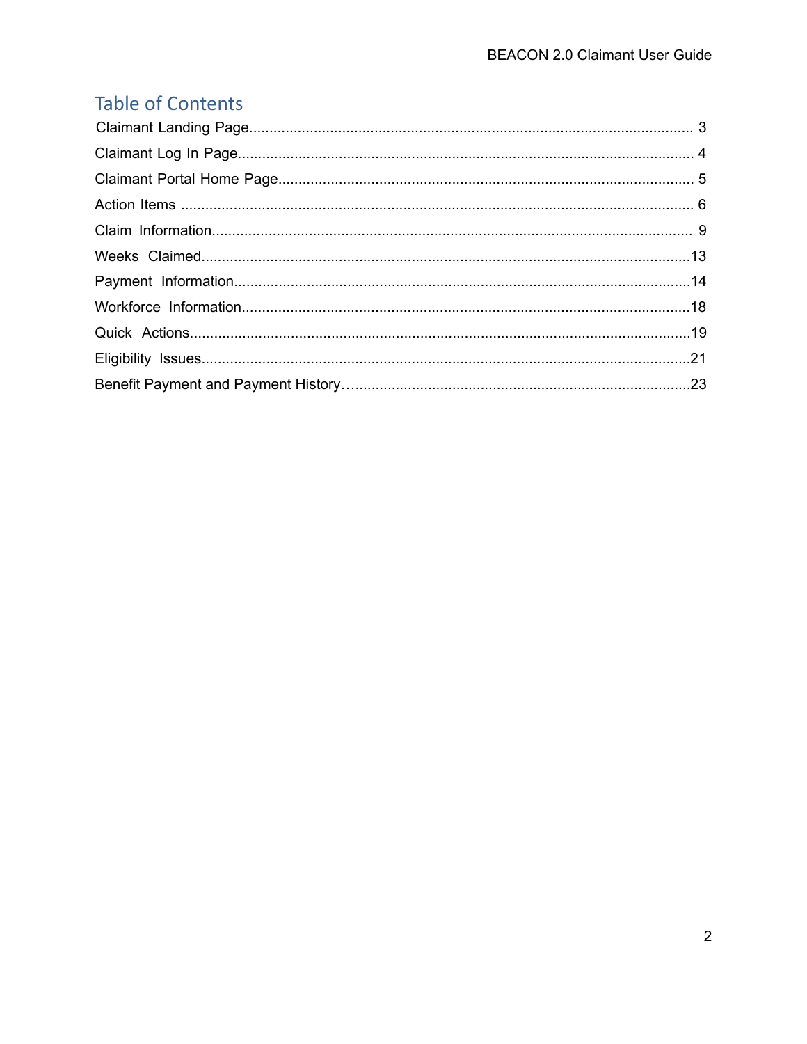# Table of Contents

Claimant Landing Page............................................................................................................ 3

Claimant Log In Page............................................................................................................... 4

Claimant Portal Home Page..................................................................................................... 5

Action Items ............................................................................................................................. 6

Claim Information..................................................................................................................... 9

Weeks Claimed........................................................................................................................13

Payment Information................................................................................................................14

Workforce Information..............................................................................................................18

Quick Actions...........................................................................................................................19

Eligibility Issues.......................................................................................................................21

Benefit Payment and Payment History…....................................................................................23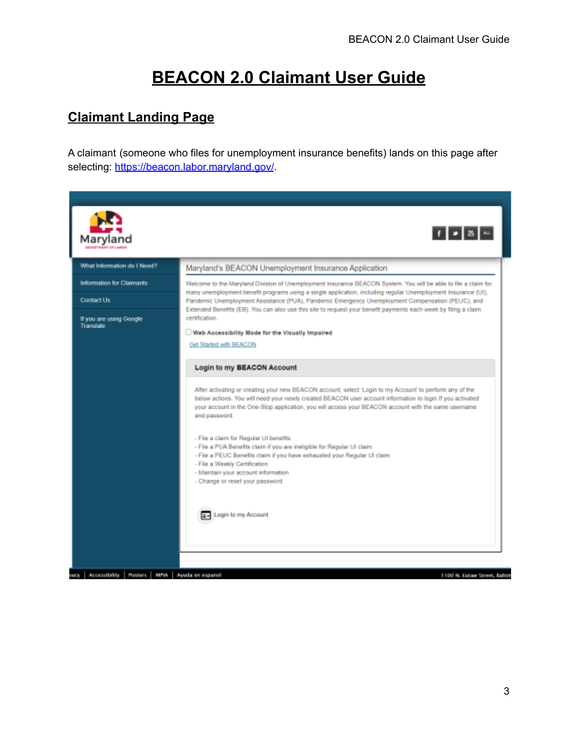# BEACON 2.0 Claimant User Guide

## Claimant Landing Page

A claimant (someone who files for unemployment insurance benefits) lands on this page after selecting: https://beacon.labor.maryland.gov/.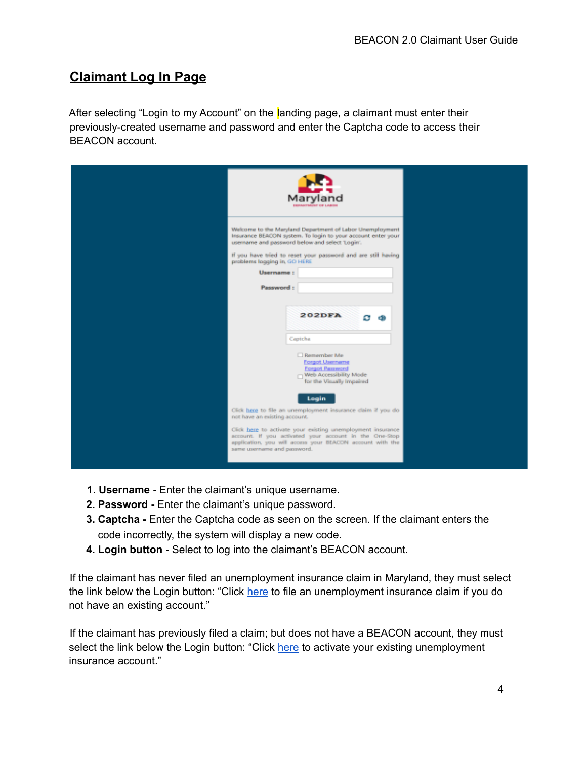## Claimant Log In Page

After selecting “Login to my Account” on the landing page, a claimant must enter their previously-created username and password and enter the Captcha code to access their BEACON account.

1. **Username -** Enter the claimant’s unique username.
2. **Password -** Enter the claimant’s unique password.
3. **Captcha -** Enter the Captcha code as seen on the screen. If the claimant enters the code incorrectly, the system will display a new code.
4. **Login button -** Select to log into the claimant’s BEACON account.

If the claimant has never filed an unemployment insurance claim in Maryland, they must select the link below the Login button: “Click here to file an unemployment insurance claim if you do not have an existing account.”

If the claimant has previously filed a claim; but does not have a BEACON account, they must select the link below the Login button: “Click here to activate your existing unemployment insurance account.”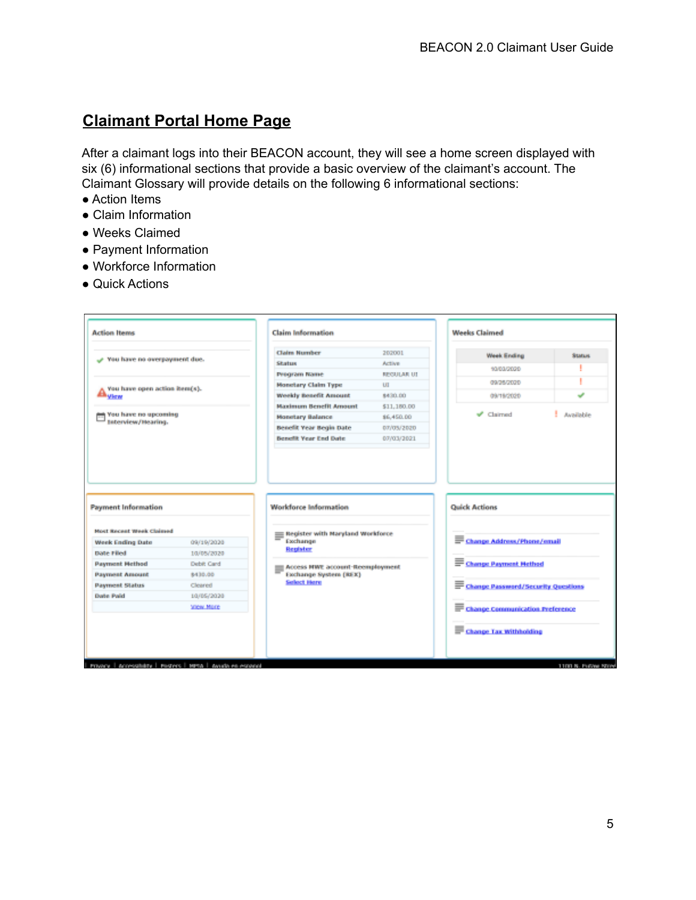## Claimant Portal Home Page

After a claimant logs into their BEACON account, they will see a home screen displayed with six (6) informational sections that provide a basic overview of the claimant's account. The Claimant Glossary will provide details on the following 6 informational sections:

- Action Items
- Claim Information
- Weeks Claimed
- Payment Information
- Workforce Information
- Quick Actions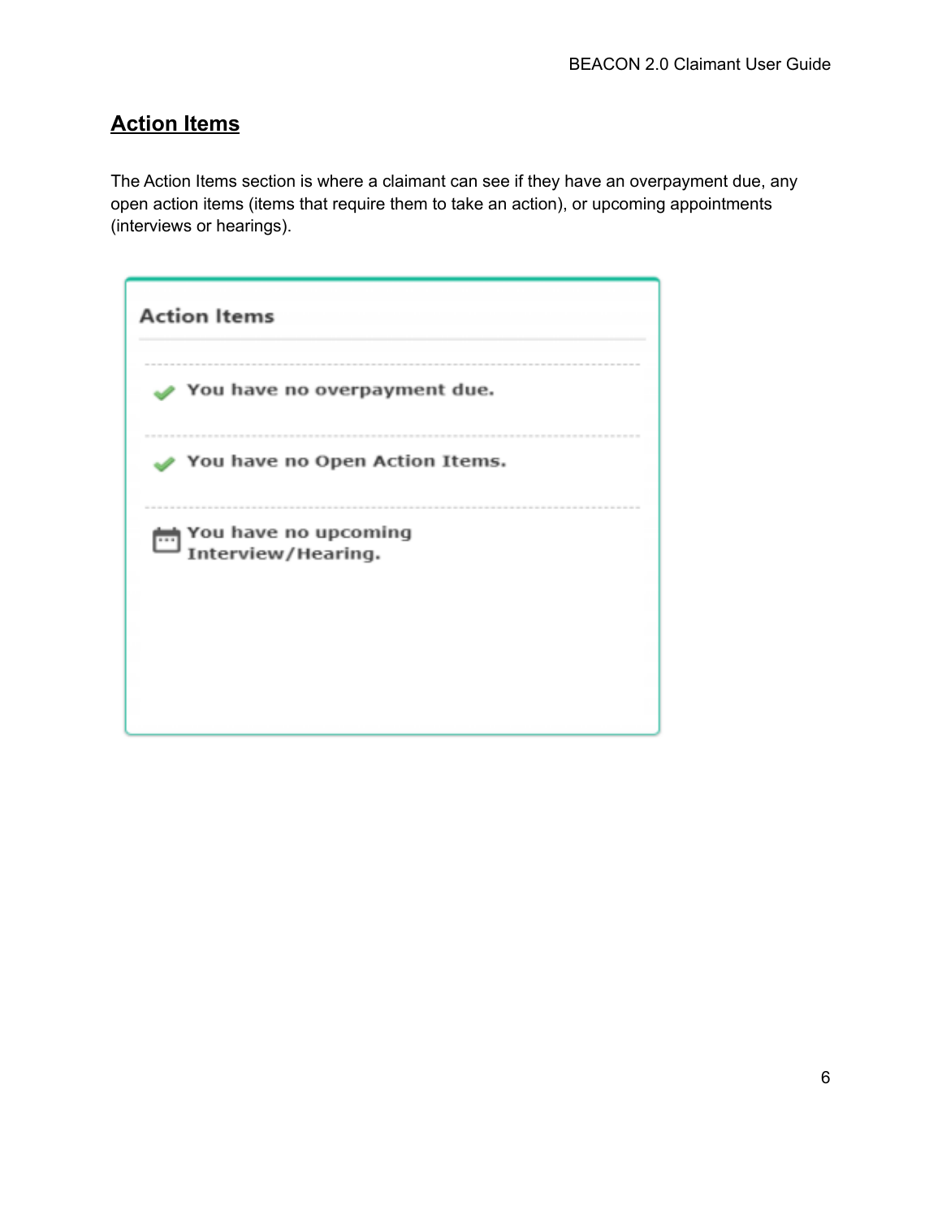## Action Items

The Action Items section is where a claimant can see if they have an overpayment due, any open action items (items that require them to take an action), or upcoming appointments (interviews or hearings).

**Action Items**

- You have no overpayment due.
- You have no Open Action Items.
- You have no upcoming Interview/Hearing.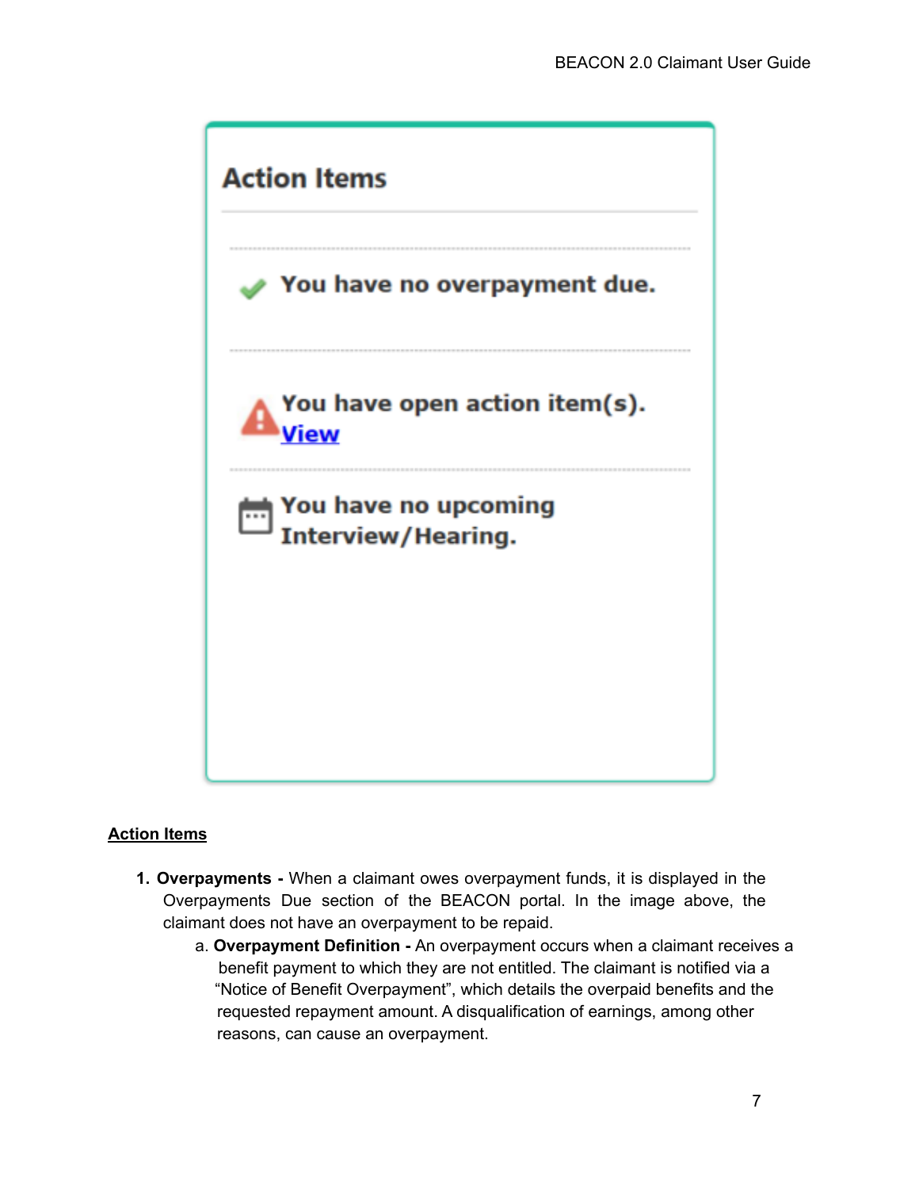Action Items

You have no overpayment due.

You have open action item(s). View

You have no upcoming Interview/Hearing.

**Action Items**

1. **Overpayments -** When a claimant owes overpayment funds, it is displayed in the Overpayments Due section of the BEACON portal. In the image above, the claimant does not have an overpayment to be repaid.
    a. **Overpayment Definition -** An overpayment occurs when a claimant receives a benefit payment to which they are not entitled. The claimant is notified via a "Notice of Benefit Overpayment", which details the overpaid benefits and the requested repayment amount. A disqualification of earnings, among other reasons, can cause an overpayment.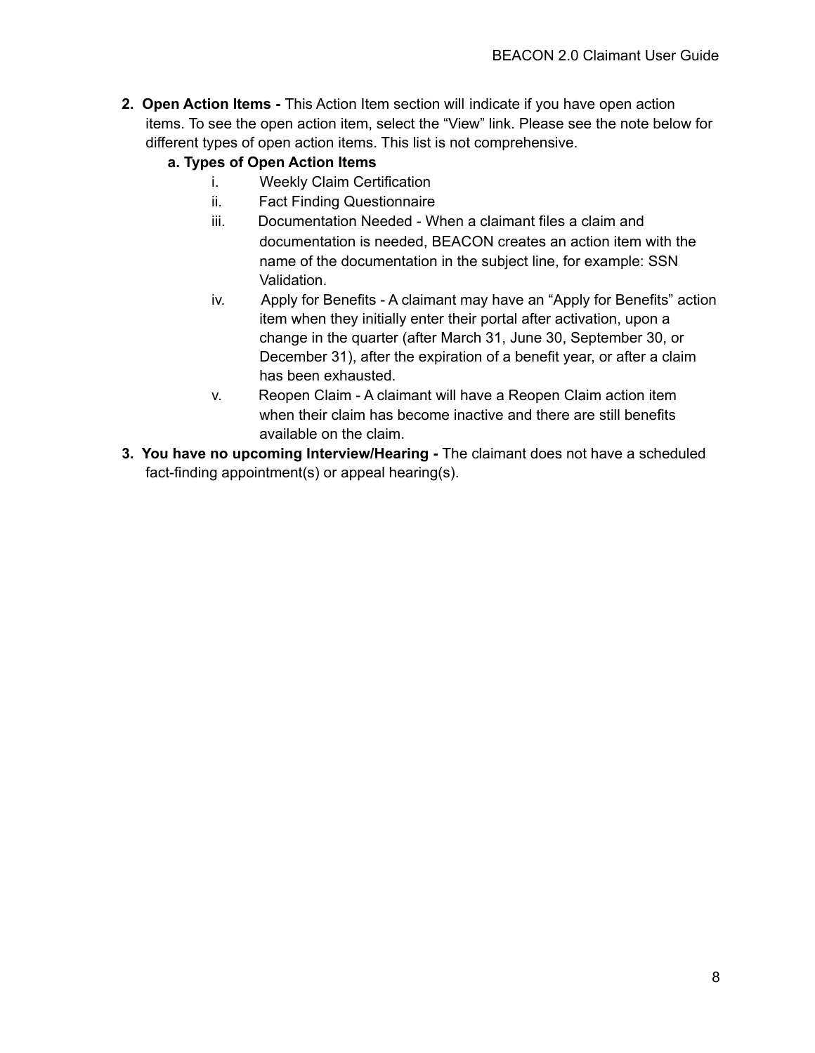2. **Open Action Items -** This Action Item section will indicate if you have open action items. To see the open action item, select the "View" link. Please see the note below for different types of open action items. This list is not comprehensive.
    a. **Types of Open Action Items**
        i. Weekly Claim Certification
        ii. Fact Finding Questionnaire
        iii. Documentation Needed - When a claimant files a claim and documentation is needed, BEACON creates an action item with the name of the documentation in the subject line, for example: SSN Validation.
        iv. Apply for Benefits - A claimant may have an "Apply for Benefits" action item when they initially enter their portal after activation, upon a change in the quarter (after March 31, June 30, September 30, or December 31), after the expiration of a benefit year, or after a claim has been exhausted.
        v. Reopen Claim - A claimant will have a Reopen Claim action item when their claim has become inactive and there are still benefits available on the claim.
3. **You have no upcoming Interview/Hearing -** The claimant does not have a scheduled fact-finding appointment(s) or appeal hearing(s).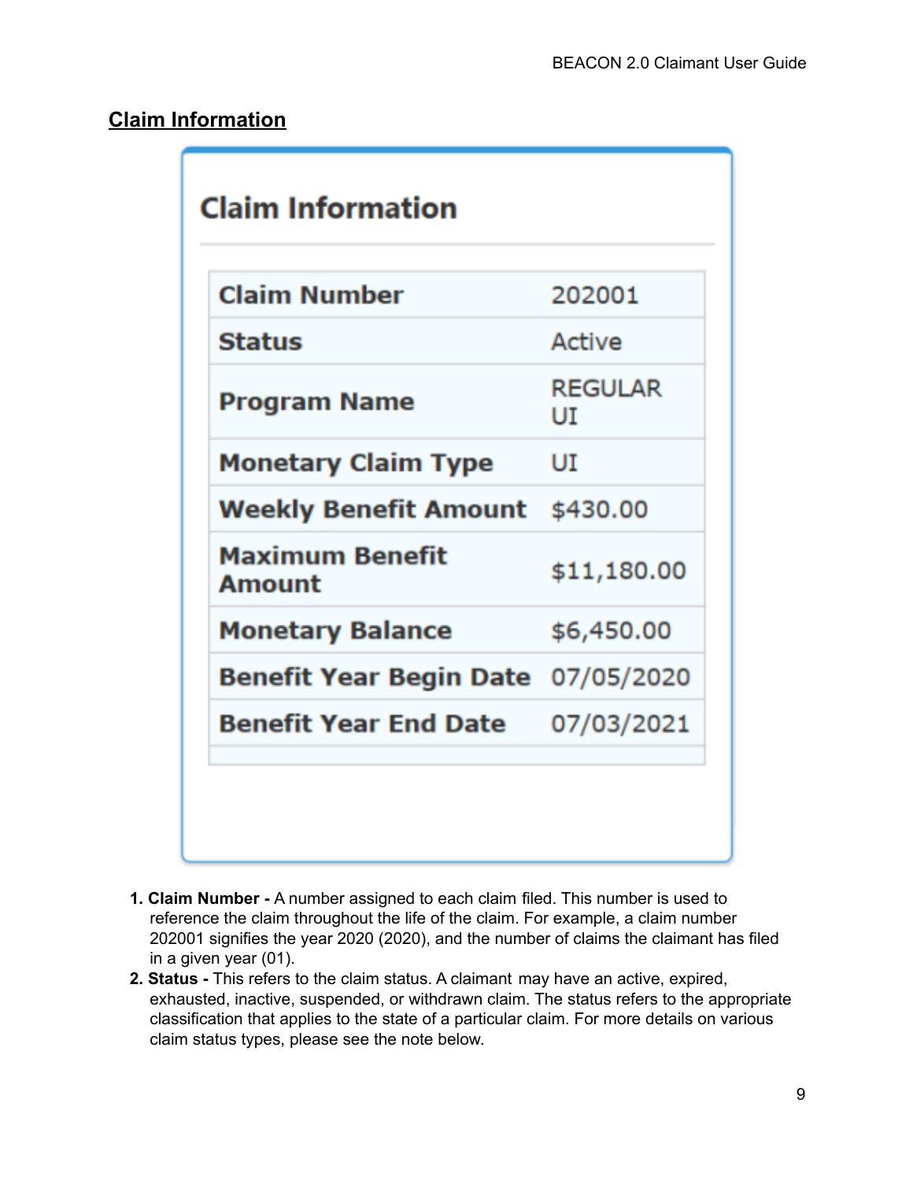## Claim Information

### Claim Information

| Claim Number | 202001 |
|---|---|
| Status | Active |
| Program Name | REGULAR UI |
| Monetary Claim Type | UI |
| Weekly Benefit Amount | $430.00 |
| Maximum Benefit Amount | $11,180.00 |
| Monetary Balance | $6,450.00 |
| Benefit Year Begin Date | 07/05/2020 |
| Benefit Year End Date | 07/03/2021 |

1. **Claim Number -** A number assigned to each claim filed. This number is used to reference the claim throughout the life of the claim. For example, a claim number 202001 signifies the year 2020 (2020), and the number of claims the claimant has filed in a given year (01).
2. **Status -** This refers to the claim status. A claimant may have an active, expired, exhausted, inactive, suspended, or withdrawn claim. The status refers to the appropriate classification that applies to the state of a particular claim. For more details on various claim status types, please see the note below.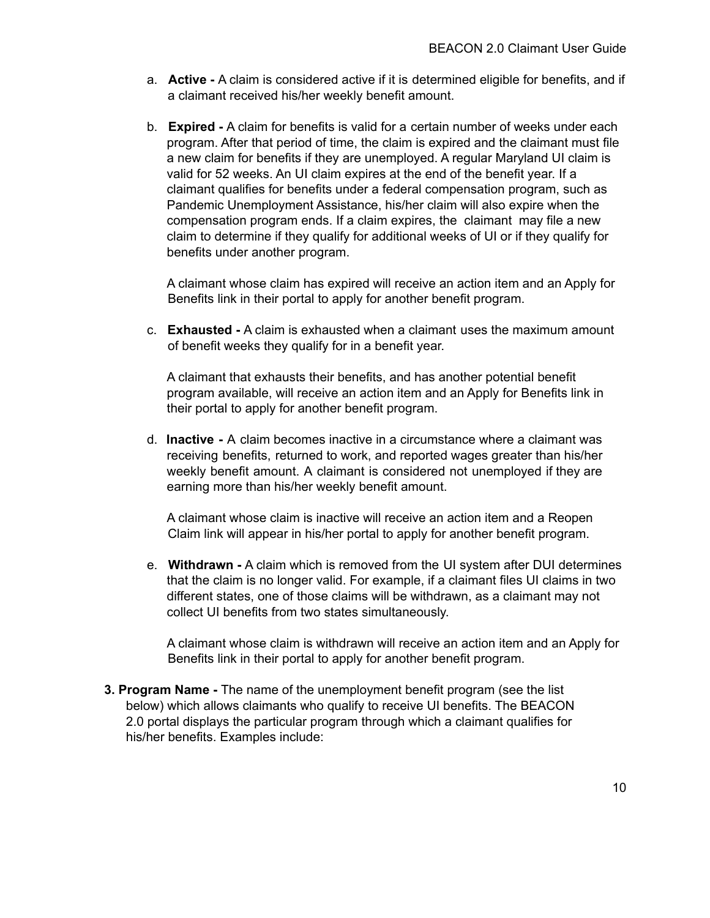a. **Active -** A claim is considered active if it is determined eligible for benefits, and if a claimant received his/her weekly benefit amount.

b. **Expired -** A claim for benefits is valid for a certain number of weeks under each program. After that period of time, the claim is expired and the claimant must file a new claim for benefits if they are unemployed. A regular Maryland UI claim is valid for 52 weeks. An UI claim expires at the end of the benefit year. If a claimant qualifies for benefits under a federal compensation program, such as Pandemic Unemployment Assistance, his/her claim will also expire when the compensation program ends. If a claim expires, the claimant may file a new claim to determine if they qualify for additional weeks of UI or if they qualify for benefits under another program.

   A claimant whose claim has expired will receive an action item and an Apply for Benefits link in their portal to apply for another benefit program.

c. **Exhausted -** A claim is exhausted when a claimant uses the maximum amount of benefit weeks they qualify for in a benefit year.

   A claimant that exhausts their benefits, and has another potential benefit program available, will receive an action item and an Apply for Benefits link in their portal to apply for another benefit program.

d. **Inactive -** A claim becomes inactive in a circumstance where a claimant was receiving benefits, returned to work, and reported wages greater than his/her weekly benefit amount. A claimant is considered not unemployed if they are earning more than his/her weekly benefit amount.

   A claimant whose claim is inactive will receive an action item and a Reopen Claim link will appear in his/her portal to apply for another benefit program.

e. **Withdrawn -** A claim which is removed from the UI system after DUI determines that the claim is no longer valid. For example, if a claimant files UI claims in two different states, one of those claims will be withdrawn, as a claimant may not collect UI benefits from two states simultaneously.

   A claimant whose claim is withdrawn will receive an action item and an Apply for Benefits link in their portal to apply for another benefit program.

**3. Program Name -** The name of the unemployment benefit program (see the list below) which allows claimants who qualify to receive UI benefits. The BEACON 2.0 portal displays the particular program through which a claimant qualifies for his/her benefits. Examples include: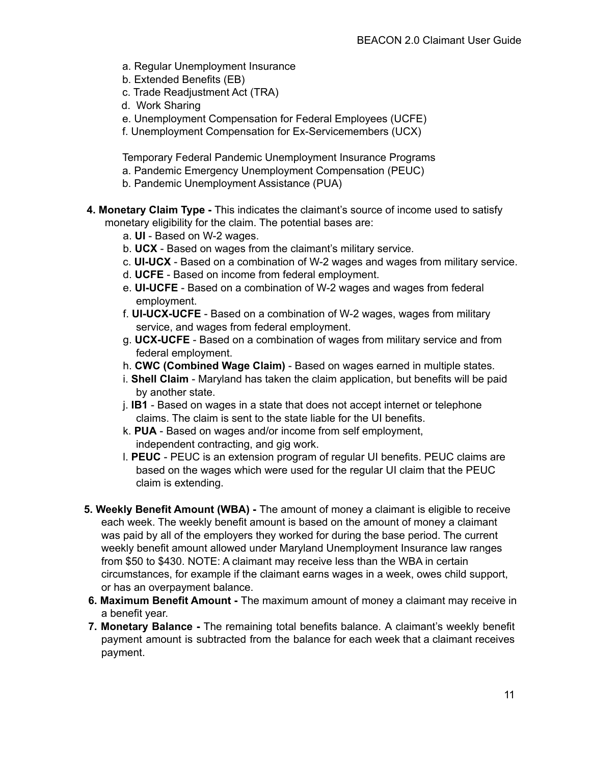a. Regular Unemployment Insurance
b. Extended Benefits (EB)
c. Trade Readjustment Act (TRA)
d. Work Sharing
e. Unemployment Compensation for Federal Employees (UCFE)
f. Unemployment Compensation for Ex-Servicemembers (UCX)

Temporary Federal Pandemic Unemployment Insurance Programs
a. Pandemic Emergency Unemployment Compensation (PEUC)
b. Pandemic Unemployment Assistance (PUA)

4. **Monetary Claim Type -** This indicates the claimant's source of income used to satisfy monetary eligibility for the claim. The potential bases are:
   a. **UI** - Based on W-2 wages.
   b. **UCX** - Based on wages from the claimant's military service.
   c. **UI-UCX** - Based on a combination of W-2 wages and wages from military service.
   d. **UCFE** - Based on income from federal employment.
   e. **UI-UCFE** - Based on a combination of W-2 wages and wages from federal employment.
   f. **UI-UCX-UCFE** - Based on a combination of W-2 wages, wages from military service, and wages from federal employment.
   g. **UCX-UCFE** - Based on a combination of wages from military service and from federal employment.
   h. **CWC (Combined Wage Claim)** - Based on wages earned in multiple states.
   i. **Shell Claim** - Maryland has taken the claim application, but benefits will be paid by another state.
   j. **IB1** - Based on wages in a state that does not accept internet or telephone claims. The claim is sent to the state liable for the UI benefits.
   k. **PUA** - Based on wages and/or income from self employment, independent contracting, and gig work.
   l. **PEUC** - PEUC is an extension program of regular UI benefits. PEUC claims are based on the wages which were used for the regular UI claim that the PEUC claim is extending.

5. **Weekly Benefit Amount (WBA) -** The amount of money a claimant is eligible to receive each week. The weekly benefit amount is based on the amount of money a claimant was paid by all of the employers they worked for during the base period. The current weekly benefit amount allowed under Maryland Unemployment Insurance law ranges from $50 to $430. NOTE: A claimant may receive less than the WBA in certain circumstances, for example if the claimant earns wages in a week, owes child support, or has an overpayment balance.
6. **Maximum Benefit Amount -** The maximum amount of money a claimant may receive in a benefit year.
7. **Monetary Balance -** The remaining total benefits balance. A claimant's weekly benefit payment amount is subtracted from the balance for each week that a claimant receives payment.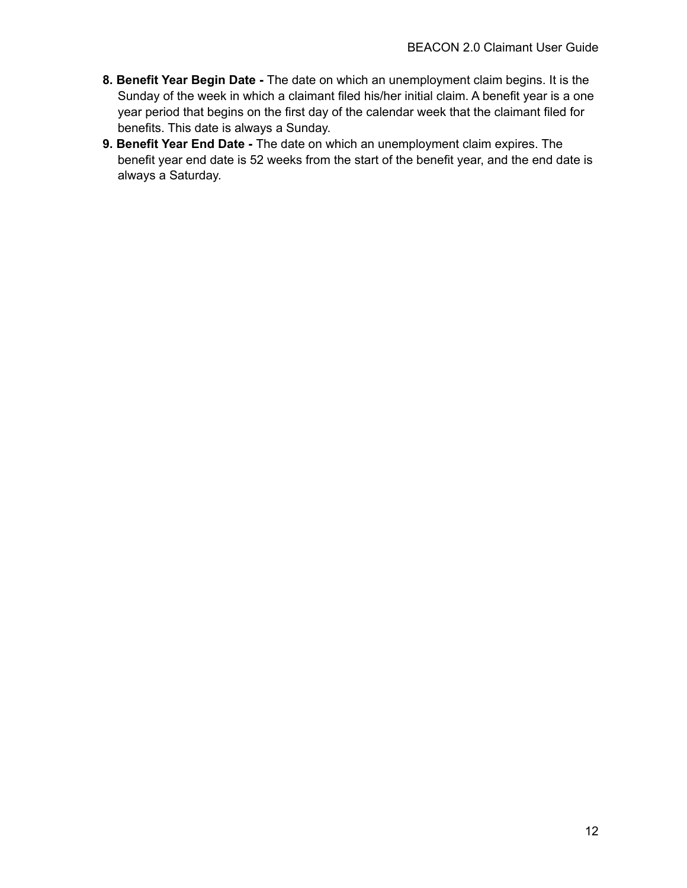8. **Benefit Year Begin Date -** The date on which an unemployment claim begins. It is the Sunday of the week in which a claimant filed his/her initial claim. A benefit year is a one year period that begins on the first day of the calendar week that the claimant filed for benefits. This date is always a Sunday.
9. **Benefit Year End Date -** The date on which an unemployment claim expires. The benefit year end date is 52 weeks from the start of the benefit year, and the end date is always a Saturday.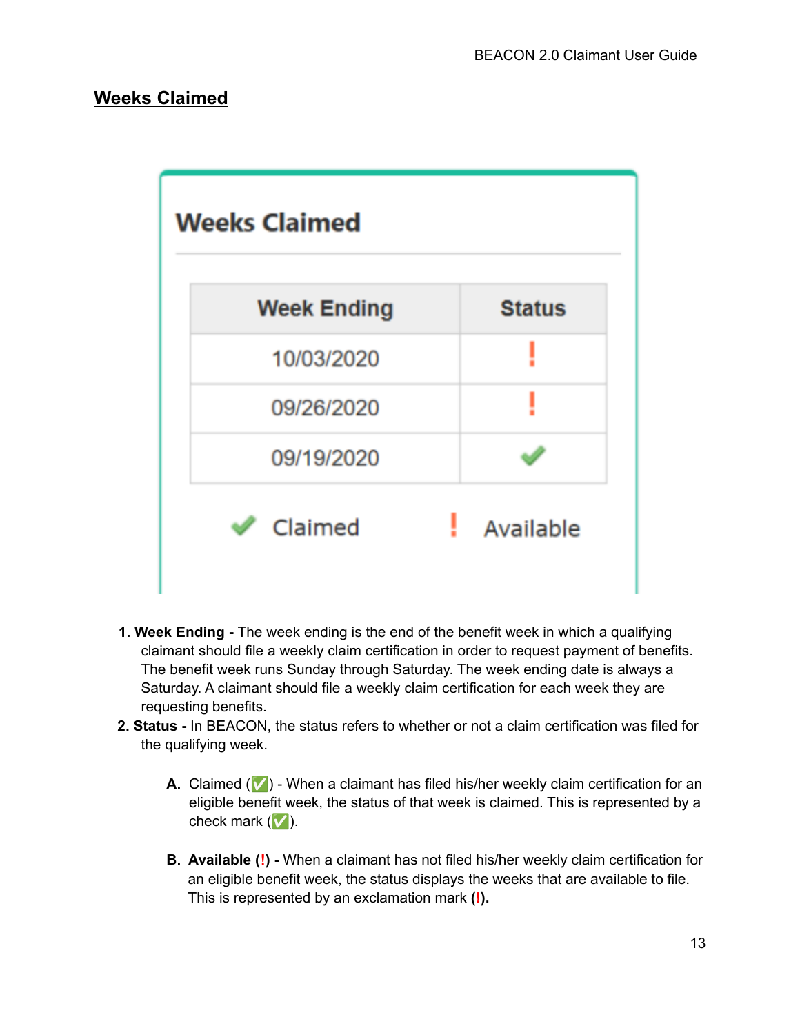## Weeks Claimed

### Weeks Claimed

| Week Ending | Status |
|---|---|
| 10/03/2020 | ! |
| 09/26/2020 | ! |
| 09/19/2020 | ✔ |

✔ Claimed ! Available

1. **Week Ending -** The week ending is the end of the benefit week in which a qualifying claimant should file a weekly claim certification in order to request payment of benefits. The benefit week runs Sunday through Saturday. The week ending date is always a Saturday. A claimant should file a weekly claim certification for each week they are requesting benefits.
2. **Status -** In BEACON, the status refers to whether or not a claim certification was filed for the qualifying week.

   **A.** Claimed (✅) - When a claimant has filed his/her weekly claim certification for an eligible benefit week, the status of that week is claimed. This is represented by a check mark (✅).

   **B.** **Available (!) -** When a claimant has not filed his/her weekly claim certification for an eligible benefit week, the status displays the weeks that are available to file. This is represented by an exclamation mark **(!).**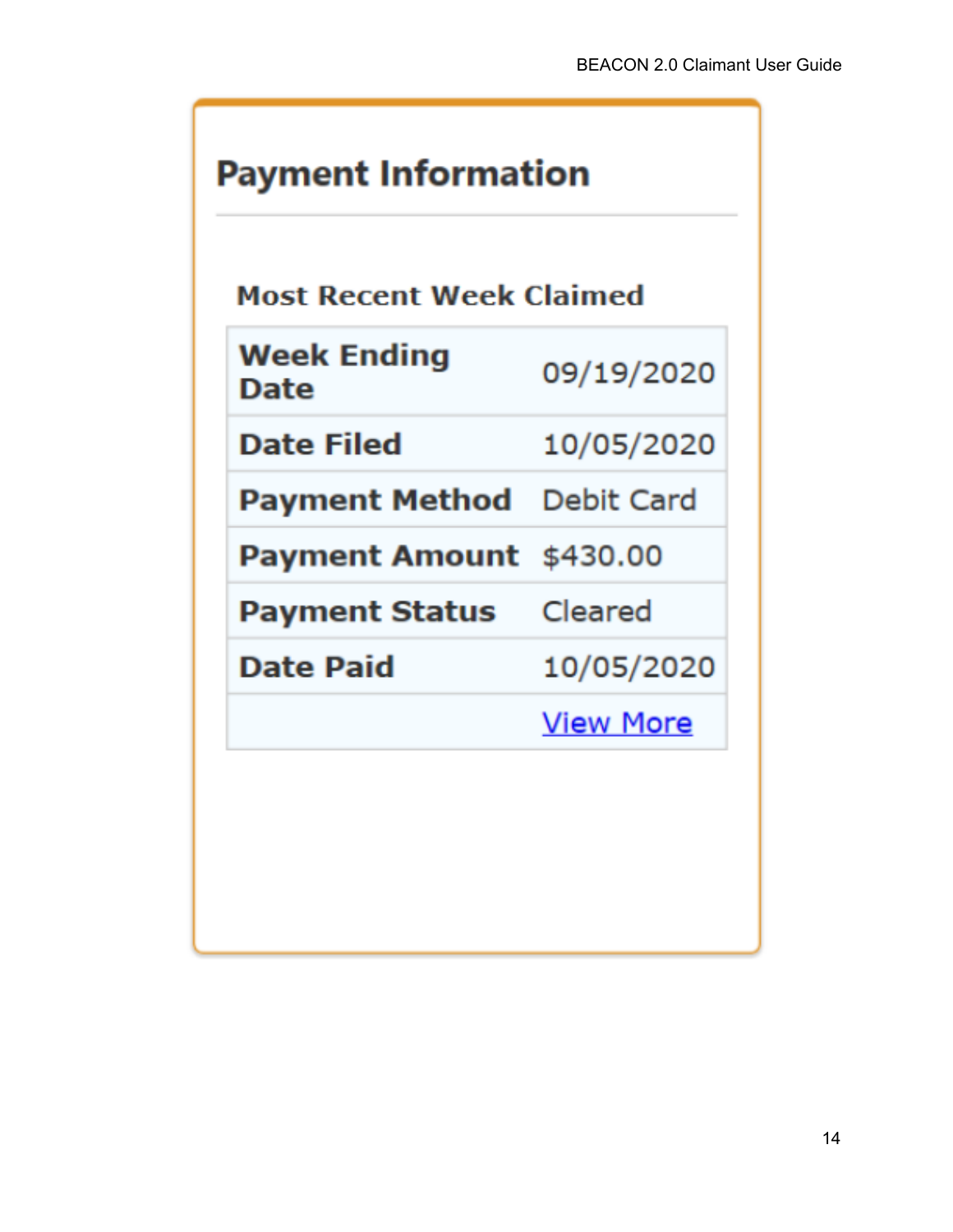## Payment Information

### Most Recent Week Claimed

| | |
|---|---|
| **Week Ending Date** | 09/19/2020 |
| **Date Filed** | 10/05/2020 |
| **Payment Method** | Debit Card |
| **Payment Amount** | $430.00 |
| **Payment Status** | Cleared |
| **Date Paid** | 10/05/2020 |
| | View More |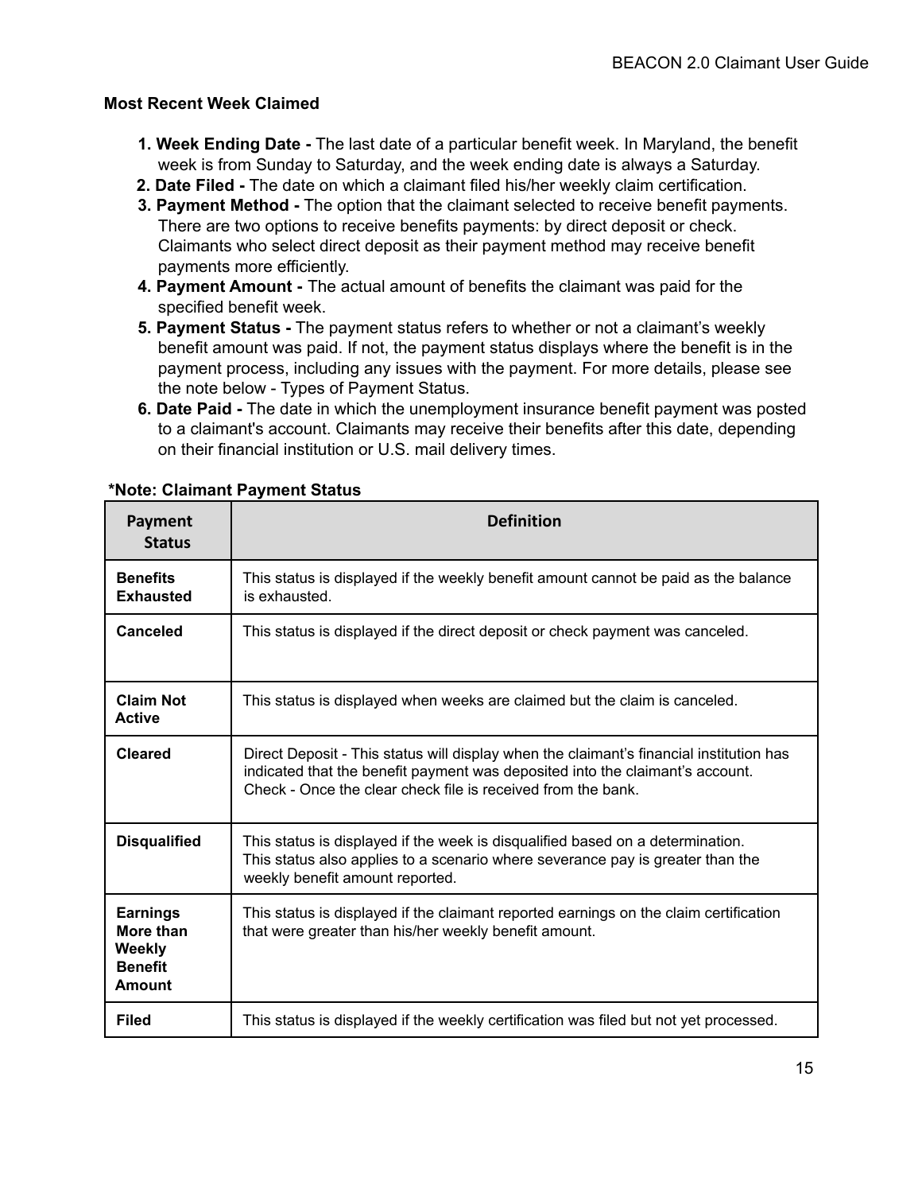**Most Recent Week Claimed**

1. **Week Ending Date -** The last date of a particular benefit week. In Maryland, the benefit week is from Sunday to Saturday, and the week ending date is always a Saturday.
2. **Date Filed -** The date on which a claimant filed his/her weekly claim certification.
3. **Payment Method -** The option that the claimant selected to receive benefit payments. There are two options to receive benefits payments: by direct deposit or check. Claimants who select direct deposit as their payment method may receive benefit payments more efficiently.
4. **Payment Amount -** The actual amount of benefits the claimant was paid for the specified benefit week.
5. **Payment Status -** The payment status refers to whether or not a claimant's weekly benefit amount was paid. If not, the payment status displays where the benefit is in the payment process, including any issues with the payment. For more details, please see the note below - Types of Payment Status.
6. **Date Paid -** The date in which the unemployment insurance benefit payment was posted to a claimant's account. Claimants may receive their benefits after this date, depending on their financial institution or U.S. mail delivery times.

**\*Note: Claimant Payment Status**

| Payment Status | Definition |
|---|---|
| **Benefits Exhausted** | This status is displayed if the weekly benefit amount cannot be paid as the balance is exhausted. |
| **Canceled** | This status is displayed if the direct deposit or check payment was canceled. |
| **Claim Not Active** | This status is displayed when weeks are claimed but the claim is canceled. |
| **Cleared** | Direct Deposit - This status will display when the claimant's financial institution has indicated that the benefit payment was deposited into the claimant's account. Check - Once the clear check file is received from the bank. |
| **Disqualified** | This status is displayed if the week is disqualified based on a determination. This status also applies to a scenario where severance pay is greater than the weekly benefit amount reported. |
| **Earnings More than Weekly Benefit Amount** | This status is displayed if the claimant reported earnings on the claim certification that were greater than his/her weekly benefit amount. |
| **Filed** | This status is displayed if the weekly certification was filed but not yet processed. |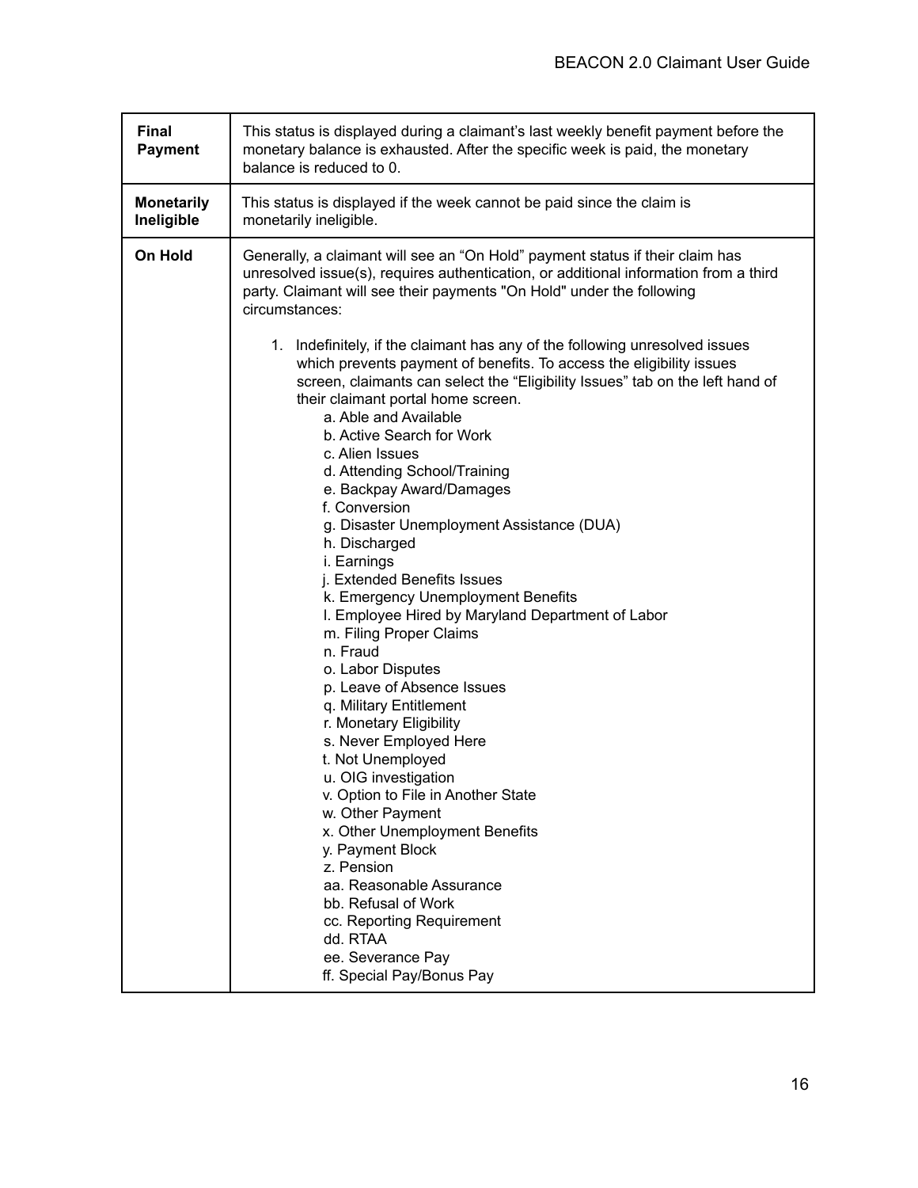| | |
|---|---|
| **Final Payment** | This status is displayed during a claimant's last weekly benefit payment before the monetary balance is exhausted. After the specific week is paid, the monetary balance is reduced to 0. |
| **Monetarily Ineligible** | This status is displayed if the week cannot be paid since the claim is monetarily ineligible. |
| **On Hold** | Generally, a claimant will see an "On Hold" payment status if their claim has unresolved issue(s), requires authentication, or additional information from a third party. Claimant will see their payments "On Hold" under the following circumstances:<br><br>1. Indefinitely, if the claimant has any of the following unresolved issues which prevents payment of benefits. To access the eligibility issues screen, claimants can select the "Eligibility Issues" tab on the left hand of their claimant portal home screen.<br>a. Able and Available<br>b. Active Search for Work<br>c. Alien Issues<br>d. Attending School/Training<br>e. Backpay Award/Damages<br>f. Conversion<br>g. Disaster Unemployment Assistance (DUA)<br>h. Discharged<br>i. Earnings<br>j. Extended Benefits Issues<br>k. Emergency Unemployment Benefits<br>l. Employee Hired by Maryland Department of Labor<br>m. Filing Proper Claims<br>n. Fraud<br>o. Labor Disputes<br>p. Leave of Absence Issues<br>q. Military Entitlement<br>r. Monetary Eligibility<br>s. Never Employed Here<br>t. Not Unemployed<br>u. OIG investigation<br>v. Option to File in Another State<br>w. Other Payment<br>x. Other Unemployment Benefits<br>y. Payment Block<br>z. Pension<br>aa. Reasonable Assurance<br>bb. Refusal of Work<br>cc. Reporting Requirement<br>dd. RTAA<br>ee. Severance Pay<br>ff. Special Pay/Bonus Pay |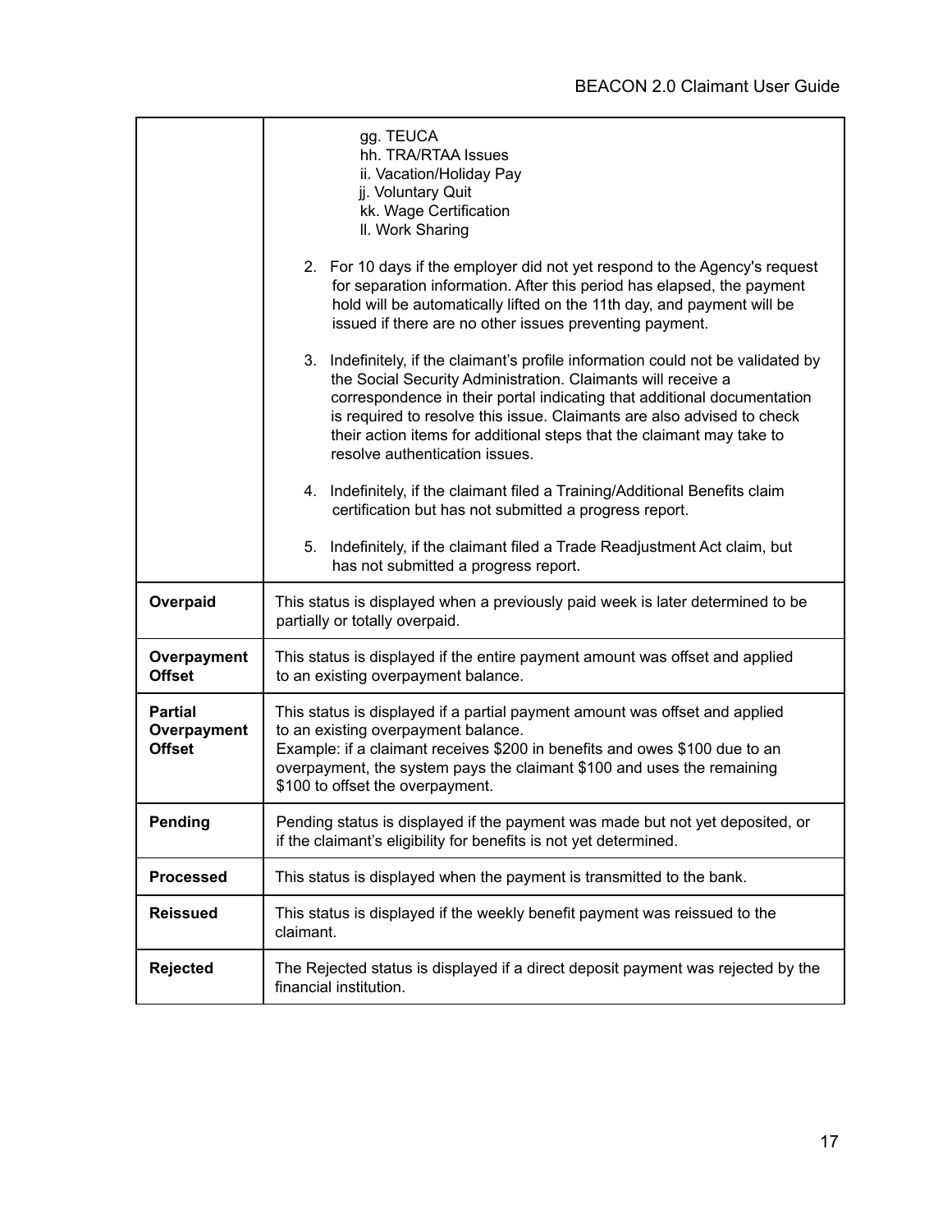| | |
|---|---|
| | gg. TEUCA<br>hh. TRA/RTAA Issues<br>ii. Vacation/Holiday Pay<br>jj. Voluntary Quit<br>kk. Wage Certification<br>ll. Work Sharing<br><br>2. For 10 days if the employer did not yet respond to the Agency's request for separation information. After this period has elapsed, the payment hold will be automatically lifted on the 11th day, and payment will be issued if there are no other issues preventing payment.<br><br>3. Indefinitely, if the claimant's profile information could not be validated by the Social Security Administration. Claimants will receive a correspondence in their portal indicating that additional documentation is required to resolve this issue. Claimants are also advised to check their action items for additional steps that the claimant may take to resolve authentication issues.<br><br>4. Indefinitely, if the claimant filed a Training/Additional Benefits claim certification but has not submitted a progress report.<br><br>5. Indefinitely, if the claimant filed a Trade Readjustment Act claim, but has not submitted a progress report. |
| **Overpaid** | This status is displayed when a previously paid week is later determined to be partially or totally overpaid. |
| **Overpayment Offset** | This status is displayed if the entire payment amount was offset and applied to an existing overpayment balance. |
| **Partial Overpayment Offset** | This status is displayed if a partial payment amount was offset and applied to an existing overpayment balance.<br>Example: if a claimant receives $200 in benefits and owes $100 due to an overpayment, the system pays the claimant $100 and uses the remaining $100 to offset the overpayment. |
| **Pending** | Pending status is displayed if the payment was made but not yet deposited, or if the claimant's eligibility for benefits is not yet determined. |
| **Processed** | This status is displayed when the payment is transmitted to the bank. |
| **Reissued** | This status is displayed if the weekly benefit payment was reissued to the claimant. |
| **Rejected** | The Rejected status is displayed if a direct deposit payment was rejected by the financial institution. |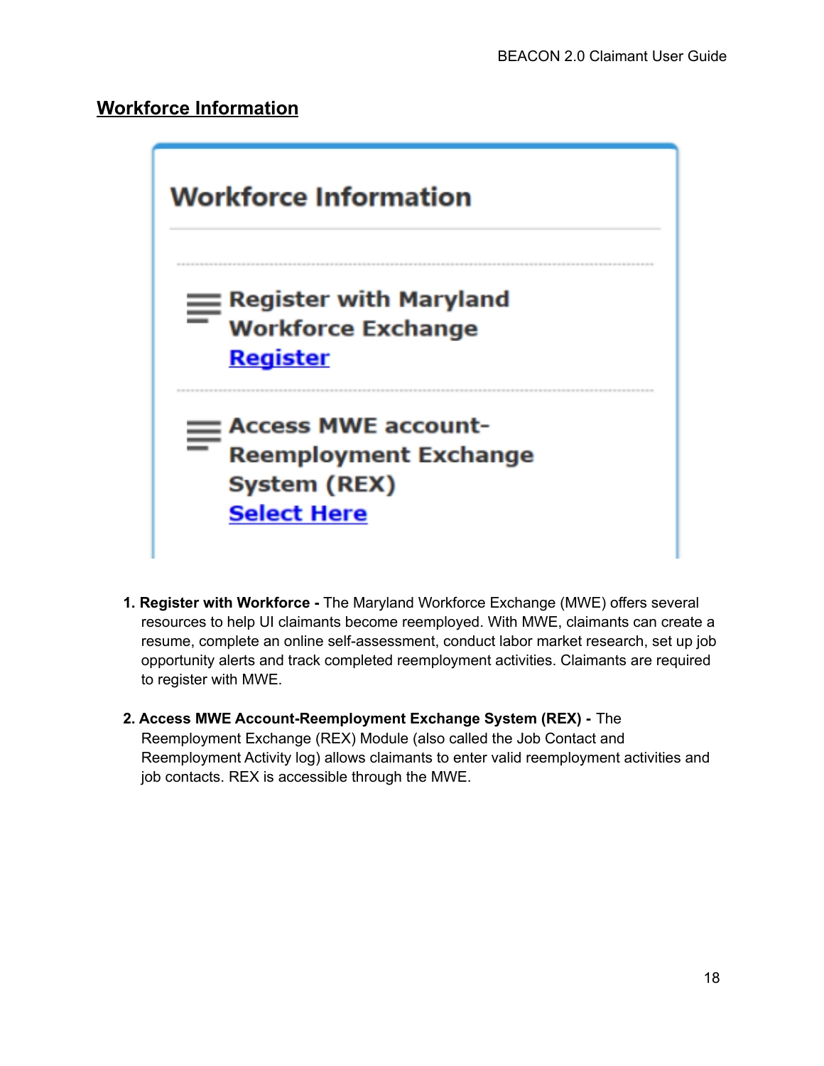## Workforce Information

Workforce Information

Register with Maryland Workforce Exchange
Register

Access MWE account- Reemployment Exchange System (REX)
Select Here

1. **Register with Workforce -** The Maryland Workforce Exchange (MWE) offers several resources to help UI claimants become reemployed. With MWE, claimants can create a resume, complete an online self-assessment, conduct labor market research, set up job opportunity alerts and track completed reemployment activities. Claimants are required to register with MWE.

2. **Access MWE Account-Reemployment Exchange System (REX) -** The Reemployment Exchange (REX) Module (also called the Job Contact and Reemployment Activity log) allows claimants to enter valid reemployment activities and job contacts. REX is accessible through the MWE.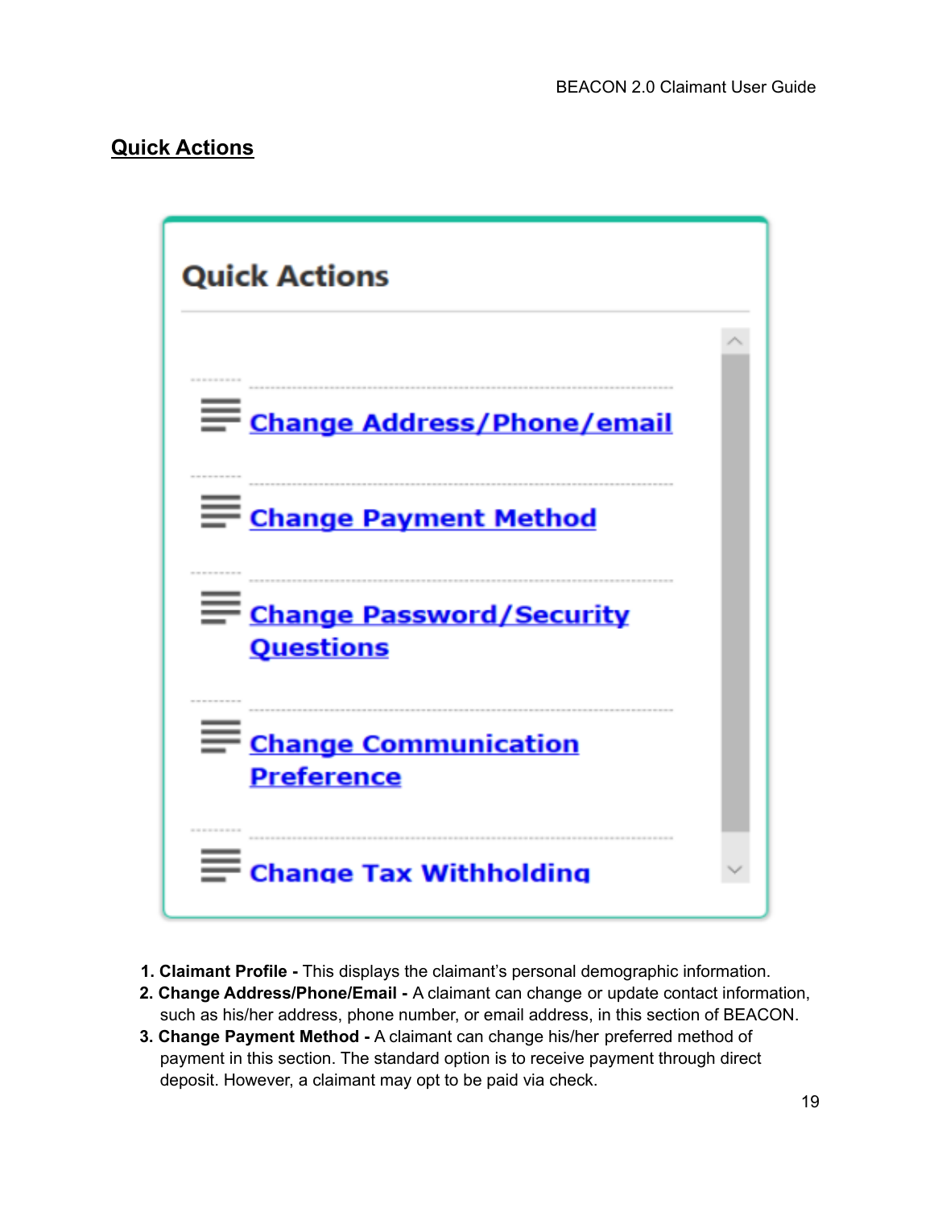## Quick Actions

Quick Actions

- Change Address/Phone/email
- Change Payment Method
- Change Password/Security Questions
- Change Communication Preference
- Change Tax Withholding

1. **Claimant Profile -** This displays the claimant's personal demographic information.
2. **Change Address/Phone/Email -** A claimant can change or update contact information, such as his/her address, phone number, or email address, in this section of BEACON.
3. **Change Payment Method -** A claimant can change his/her preferred method of payment in this section. The standard option is to receive payment through direct deposit. However, a claimant may opt to be paid via check.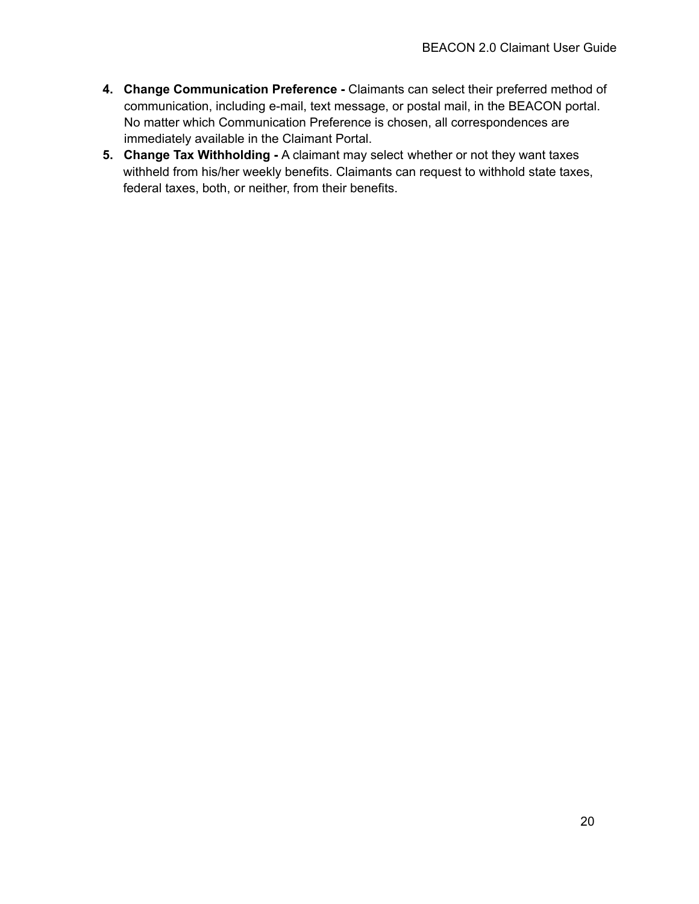4. **Change Communication Preference -** Claimants can select their preferred method of communication, including e-mail, text message, or postal mail, in the BEACON portal. No matter which Communication Preference is chosen, all correspondences are immediately available in the Claimant Portal.
5. **Change Tax Withholding -** A claimant may select whether or not they want taxes withheld from his/her weekly benefits. Claimants can request to withhold state taxes, federal taxes, both, or neither, from their benefits.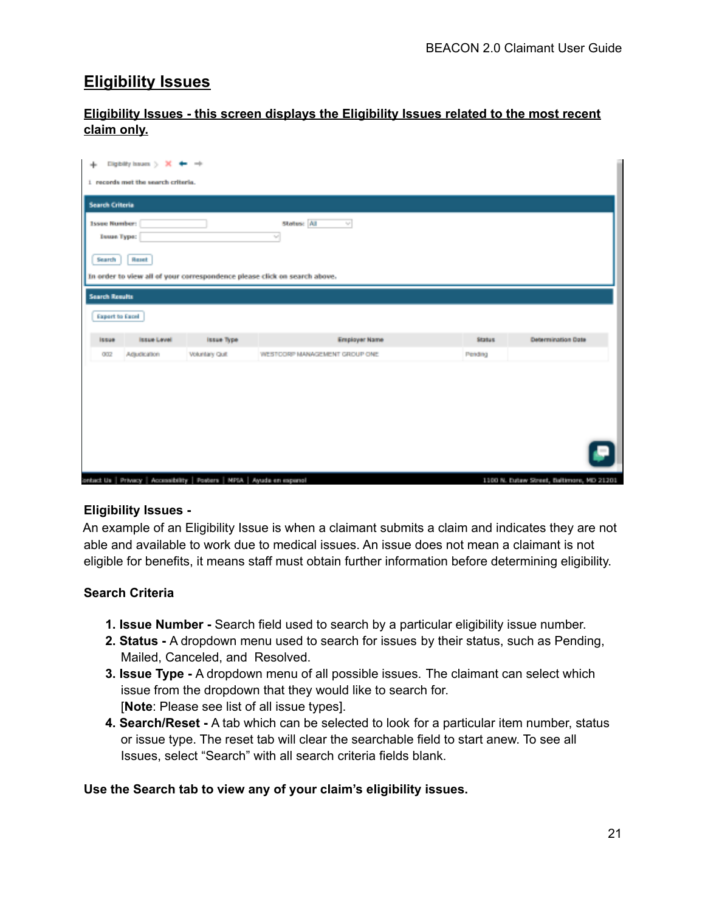# Eligibility Issues

**Eligibility Issues - this screen displays the Eligibility Issues related to the most recent claim only.**

**Eligibility Issues -**

An example of an Eligibility Issue is when a claimant submits a claim and indicates they are not able and available to work due to medical issues. An issue does not mean a claimant is not eligible for benefits, it means staff must obtain further information before determining eligibility.

**Search Criteria**

1. **Issue Number -** Search field used to search by a particular eligibility issue number.
2. **Status -** A dropdown menu used to search for issues by their status, such as Pending, Mailed, Canceled, and Resolved.
3. **Issue Type -** A dropdown menu of all possible issues. The claimant can select which issue from the dropdown that they would like to search for. [**Note**: Please see list of all issue types].
4. **Search/Reset -** A tab which can be selected to look for a particular item number, status or issue type. The reset tab will clear the searchable field to start anew. To see all Issues, select "Search" with all search criteria fields blank.

**Use the Search tab to view any of your claim's eligibility issues.**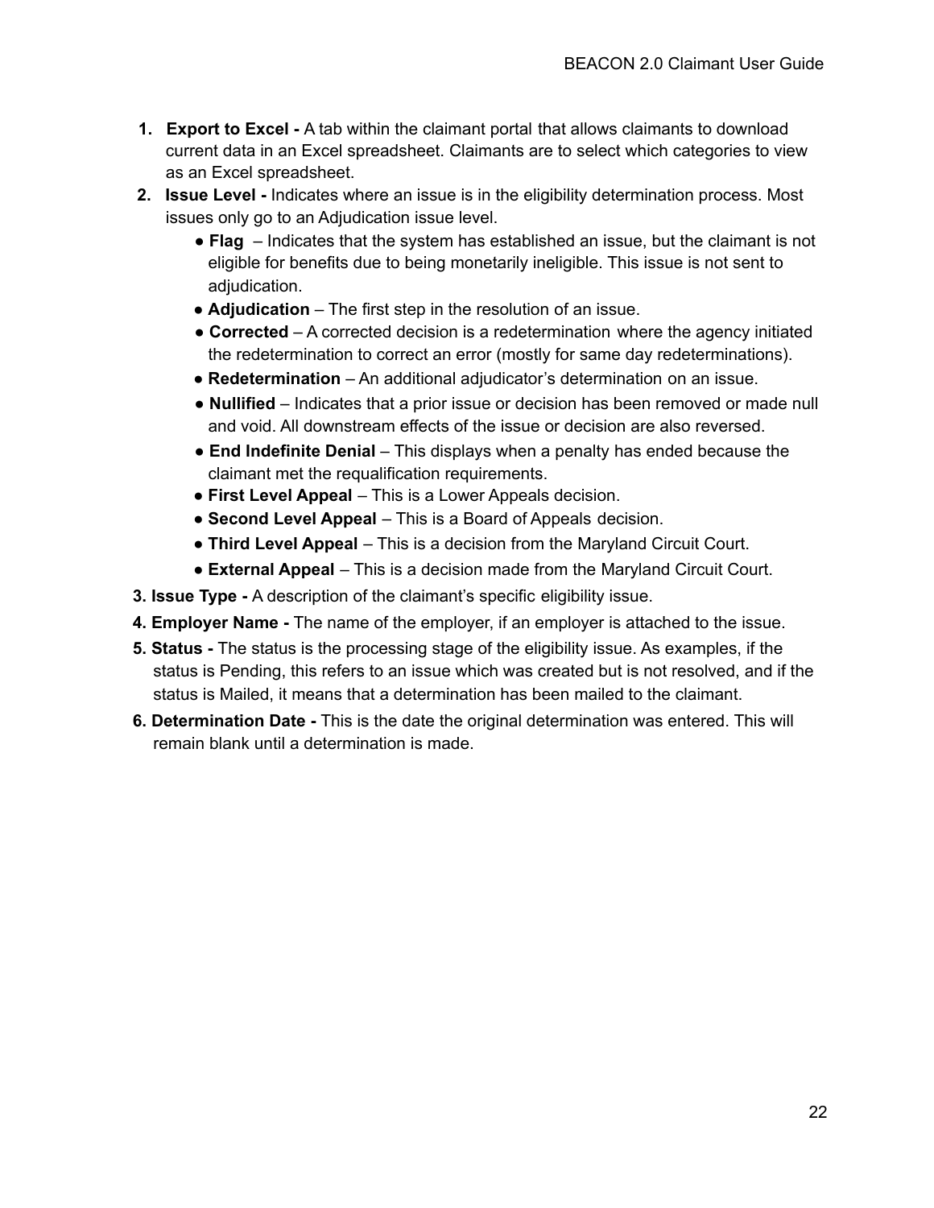1. **Export to Excel -** A tab within the claimant portal that allows claimants to download current data in an Excel spreadsheet. Claimants are to select which categories to view as an Excel spreadsheet.
2. **Issue Level -** Indicates where an issue is in the eligibility determination process. Most issues only go to an Adjudication issue level.
   - **Flag** – Indicates that the system has established an issue, but the claimant is not eligible for benefits due to being monetarily ineligible. This issue is not sent to adjudication.
   - **Adjudication** – The first step in the resolution of an issue.
   - **Corrected** – A corrected decision is a redetermination where the agency initiated the redetermination to correct an error (mostly for same day redeterminations).
   - **Redetermination** – An additional adjudicator's determination on an issue.
   - **Nullified** – Indicates that a prior issue or decision has been removed or made null and void. All downstream effects of the issue or decision are also reversed.
   - **End Indefinite Denial** – This displays when a penalty has ended because the claimant met the requalification requirements.
   - **First Level Appeal** – This is a Lower Appeals decision.
   - **Second Level Appeal** – This is a Board of Appeals decision.
   - **Third Level Appeal** – This is a decision from the Maryland Circuit Court.
   - **External Appeal** – This is a decision made from the Maryland Circuit Court.
3. **Issue Type -** A description of the claimant's specific eligibility issue.
4. **Employer Name -** The name of the employer, if an employer is attached to the issue.
5. **Status -** The status is the processing stage of the eligibility issue. As examples, if the status is Pending, this refers to an issue which was created but is not resolved, and if the status is Mailed, it means that a determination has been mailed to the claimant.
6. **Determination Date -** This is the date the original determination was entered. This will remain blank until a determination is made.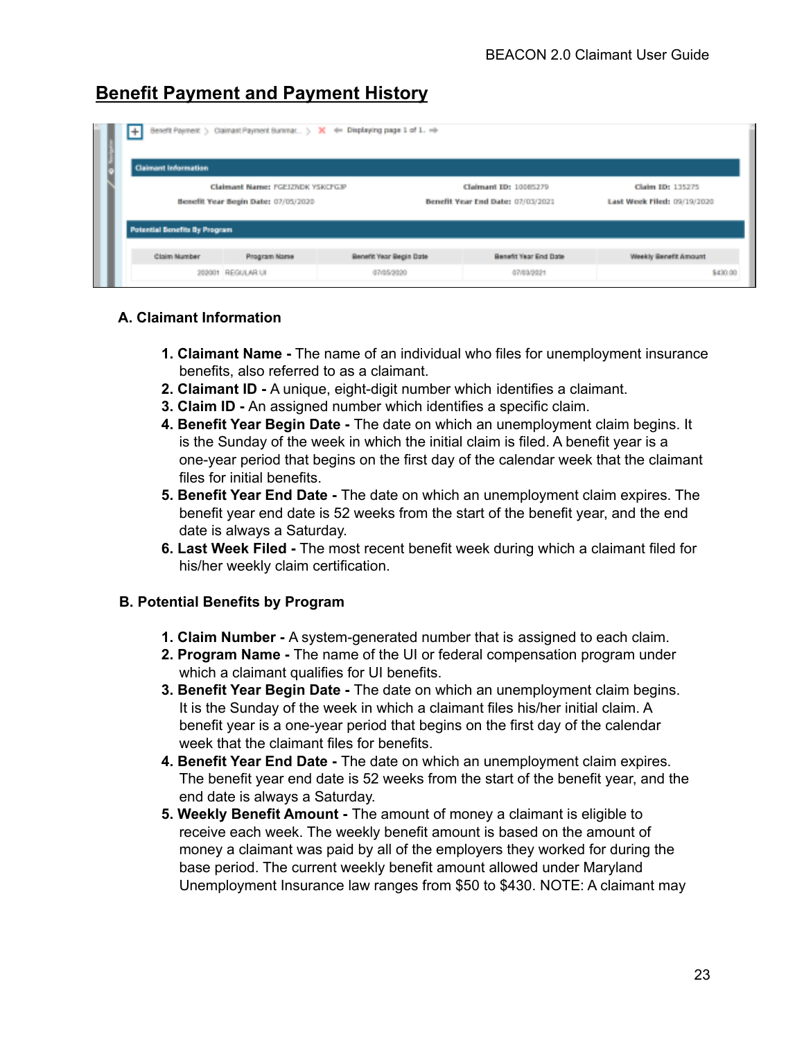## Benefit Payment and Payment History

**A. Claimant Information**

1. **Claimant Name -** The name of an individual who files for unemployment insurance benefits, also referred to as a claimant.
2. **Claimant ID -** A unique, eight-digit number which identifies a claimant.
3. **Claim ID -** An assigned number which identifies a specific claim.
4. **Benefit Year Begin Date -** The date on which an unemployment claim begins. It is the Sunday of the week in which the initial claim is filed. A benefit year is a one-year period that begins on the first day of the calendar week that the claimant files for initial benefits.
5. **Benefit Year End Date -** The date on which an unemployment claim expires. The benefit year end date is 52 weeks from the start of the benefit year, and the end date is always a Saturday.
6. **Last Week Filed -** The most recent benefit week during which a claimant filed for his/her weekly claim certification.

**B. Potential Benefits by Program**

1. **Claim Number -** A system-generated number that is assigned to each claim.
2. **Program Name -** The name of the UI or federal compensation program under which a claimant qualifies for UI benefits.
3. **Benefit Year Begin Date -** The date on which an unemployment claim begins. It is the Sunday of the week in which a claimant files his/her initial claim. A benefit year is a one-year period that begins on the first day of the calendar week that the claimant files for benefits.
4. **Benefit Year End Date -** The date on which an unemployment claim expires. The benefit year end date is 52 weeks from the start of the benefit year, and the end date is always a Saturday.
5. **Weekly Benefit Amount -** The amount of money a claimant is eligible to receive each week. The weekly benefit amount is based on the amount of money a claimant was paid by all of the employers they worked for during the base period. The current weekly benefit amount allowed under Maryland Unemployment Insurance law ranges from $50 to $430. NOTE: A claimant may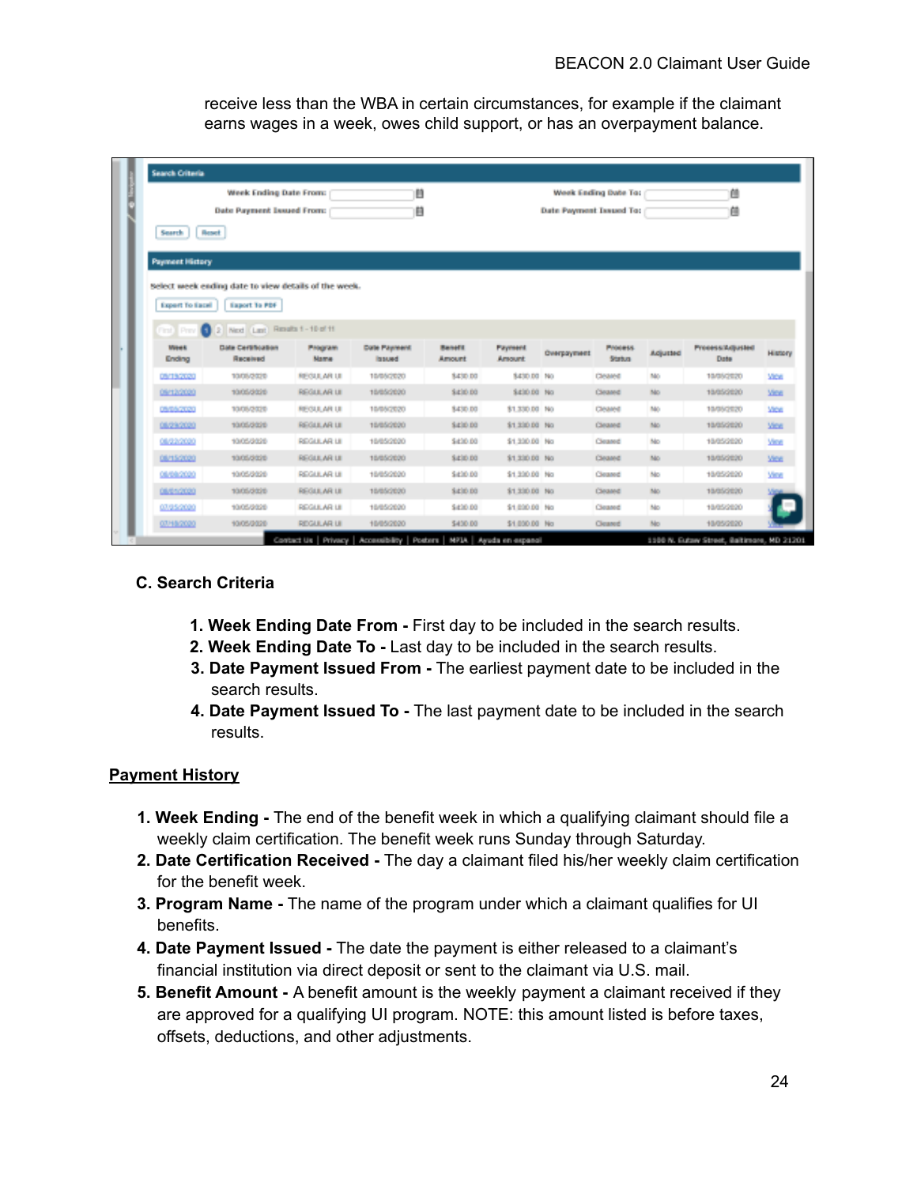receive less than the WBA in certain circumstances, for example if the claimant earns wages in a week, owes child support, or has an overpayment balance.

### C. Search Criteria

1. **Week Ending Date From -** First day to be included in the search results.
2. **Week Ending Date To -** Last day to be included in the search results.
3. **Date Payment Issued From -** The earliest payment date to be included in the search results.
4. **Date Payment Issued To -** The last payment date to be included in the search results.

## Payment History

1. **Week Ending -** The end of the benefit week in which a qualifying claimant should file a weekly claim certification. The benefit week runs Sunday through Saturday.
2. **Date Certification Received -** The day a claimant filed his/her weekly claim certification for the benefit week.
3. **Program Name -** The name of the program under which a claimant qualifies for UI benefits.
4. **Date Payment Issued -** The date the payment is either released to a claimant's financial institution via direct deposit or sent to the claimant via U.S. mail.
5. **Benefit Amount -** A benefit amount is the weekly payment a claimant received if they are approved for a qualifying UI program. NOTE: this amount listed is before taxes, offsets, deductions, and other adjustments.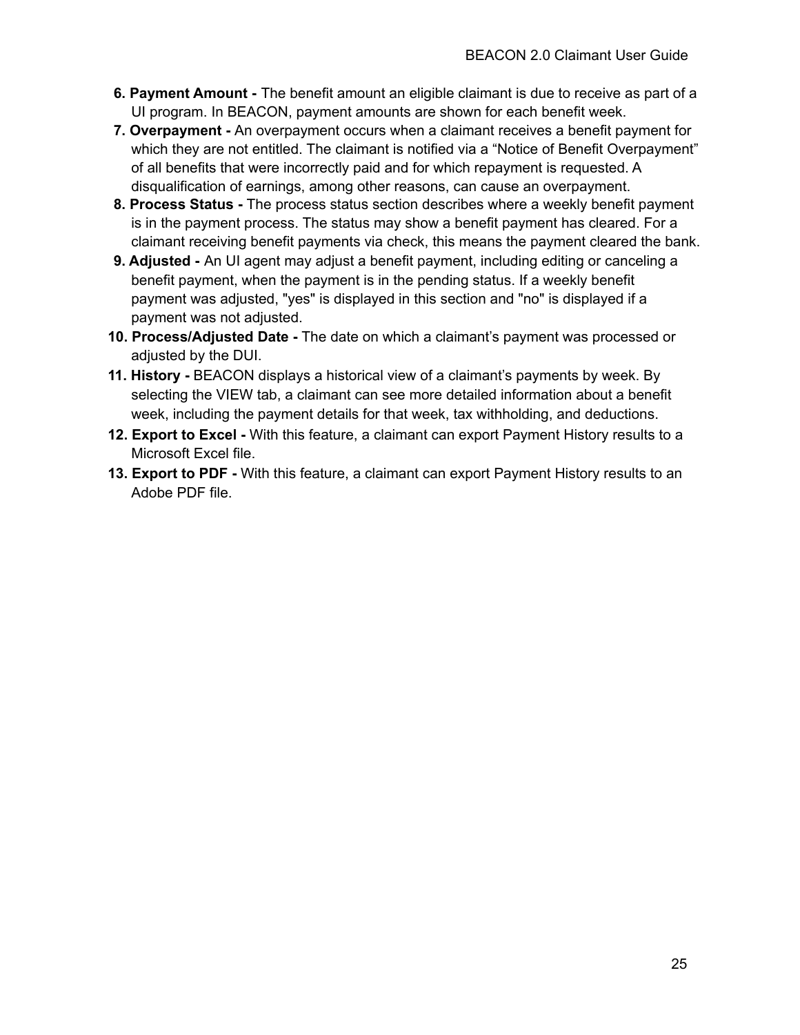6. **Payment Amount -** The benefit amount an eligible claimant is due to receive as part of a UI program. In BEACON, payment amounts are shown for each benefit week.
7. **Overpayment -** An overpayment occurs when a claimant receives a benefit payment for which they are not entitled. The claimant is notified via a “Notice of Benefit Overpayment” of all benefits that were incorrectly paid and for which repayment is requested. A disqualification of earnings, among other reasons, can cause an overpayment.
8. **Process Status -** The process status section describes where a weekly benefit payment is in the payment process. The status may show a benefit payment has cleared. For a claimant receiving benefit payments via check, this means the payment cleared the bank.
9. **Adjusted -** An UI agent may adjust a benefit payment, including editing or canceling a benefit payment, when the payment is in the pending status. If a weekly benefit payment was adjusted, "yes" is displayed in this section and "no" is displayed if a payment was not adjusted.
10. **Process/Adjusted Date -** The date on which a claimant’s payment was processed or adjusted by the DUI.
11. **History -** BEACON displays a historical view of a claimant’s payments by week. By selecting the VIEW tab, a claimant can see more detailed information about a benefit week, including the payment details for that week, tax withholding, and deductions.
12. **Export to Excel -** With this feature, a claimant can export Payment History results to a Microsoft Excel file.
13. **Export to PDF -** With this feature, a claimant can export Payment History results to an Adobe PDF file.